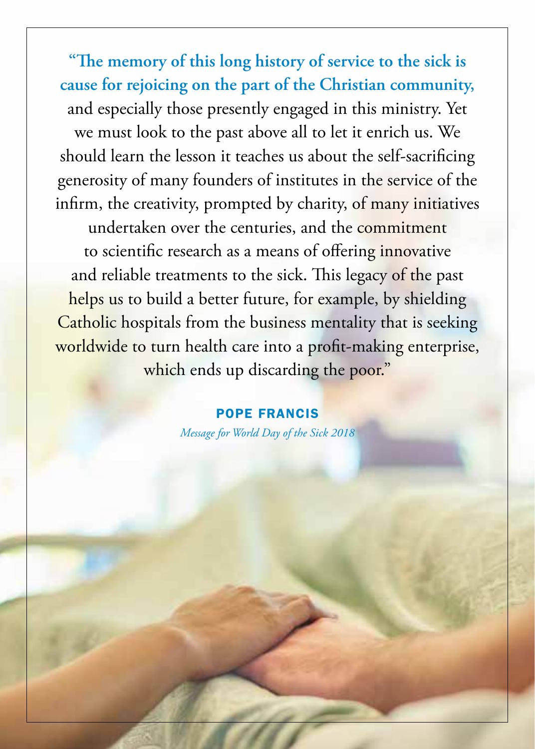**"The memory of this long history of service to the sick is cause for rejoicing on the part of the Christian community,** and especially those presently engaged in this ministry. Yet we must look to the past above all to let it enrich us. We should learn the lesson it teaches us about the self-sacrificing generosity of many founders of institutes in the service of the infirm, the creativity, prompted by charity, of many initiatives undertaken over the centuries, and the commitment to scientific research as a means of offering innovative and reliable treatments to the sick. This legacy of the past helps us to build a better future, for example, by shielding Catholic hospitals from the business mentality that is seeking worldwide to turn health care into a profit-making enterprise, which ends up discarding the poor."

**POPE FRANCIS**

*Message for World Day of the Sick 2018*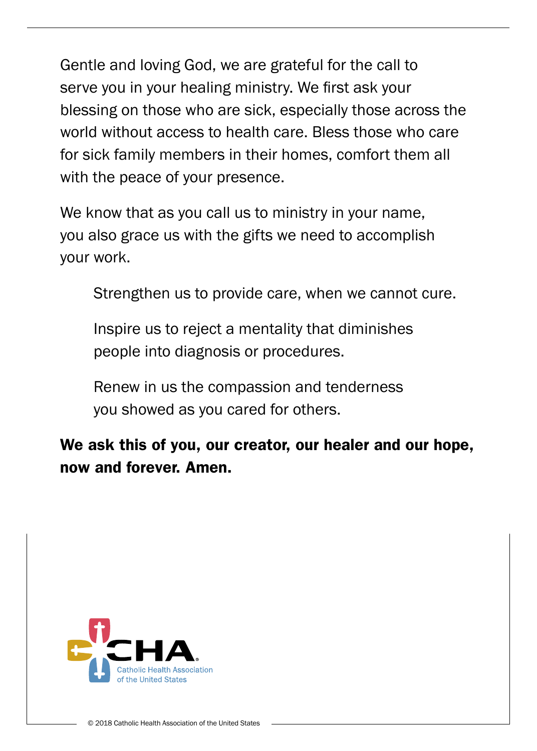Gentle and loving God, we are grateful for the call to serve you in your healing ministry. We first ask your blessing on those who are sick, especially those across the world without access to health care. Bless those who care for sick family members in their homes, comfort them all with the peace of your presence.

We know that as you call us to ministry in your name, you also grace us with the gifts we need to accomplish your work.

> Strengthen us to provide care, when we cannot cure.
>
> Inspire us to reject a mentality that diminishes people into diagnosis or procedures.
>
> Renew in us the compassion and tenderness you showed as you cared for others.

**We ask this of you, our creator, our healer and our hope, now and forever. Amen.**

CHA
Catholic Health Association of the United States

© 2018 Catholic Health Association of the United States